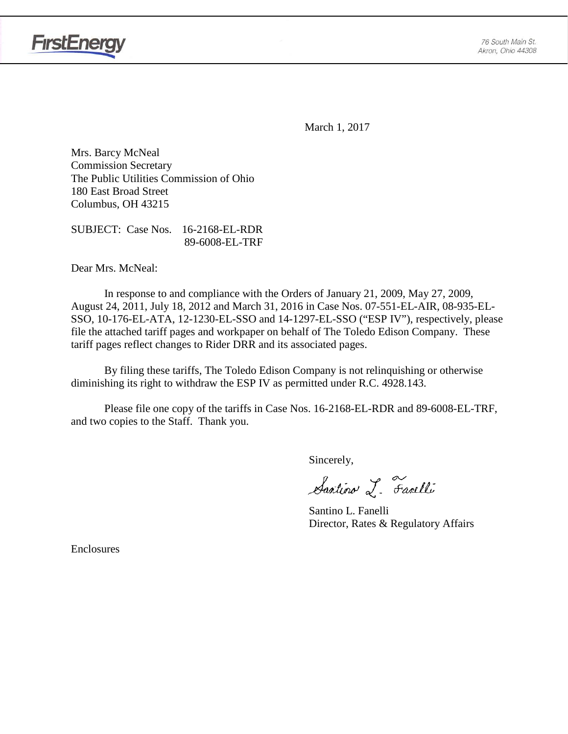FirstEnergy

76 South Main St.
Akron, Ohio 44308

March 1, 2017

Mrs. Barcy McNeal
Commission Secretary
The Public Utilities Commission of Ohio
180 East Broad Street
Columbus, OH 43215

SUBJECT: Case Nos. 16-2168-EL-RDR
89-6008-EL-TRF

Dear Mrs. McNeal:

In response to and compliance with the Orders of January 21, 2009, May 27, 2009, August 24, 2011, July 18, 2012 and March 31, 2016 in Case Nos. 07-551-EL-AIR, 08-935-EL-SSO, 10-176-EL-ATA, 12-1230-EL-SSO and 14-1297-EL-SSO ("ESP IV"), respectively, please file the attached tariff pages and workpaper on behalf of The Toledo Edison Company. These tariff pages reflect changes to Rider DRR and its associated pages.

By filing these tariffs, The Toledo Edison Company is not relinquishing or otherwise diminishing its right to withdraw the ESP IV as permitted under R.C. 4928.143.

Please file one copy of the tariffs in Case Nos. 16-2168-EL-RDR and 89-6008-EL-TRF, and two copies to the Staff. Thank you.

Sincerely,

Santino L. Fanelli

Santino L. Fanelli
Director, Rates & Regulatory Affairs

Enclosures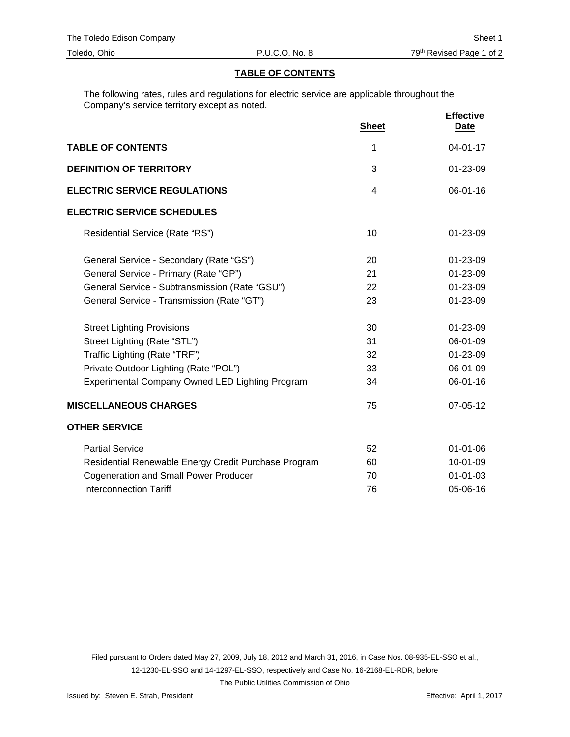## TABLE OF CONTENTS

The following rates, rules and regulations for electric service are applicable throughout the Company's service territory except as noted.

| | Sheet | Effective Date |
|---|---|---|
| **TABLE OF CONTENTS** | 1 | 04-01-17 |
| **DEFINITION OF TERRITORY** | 3 | 01-23-09 |
| **ELECTRIC SERVICE REGULATIONS** | 4 | 06-01-16 |
| **ELECTRIC SERVICE SCHEDULES** | | |
| Residential Service (Rate "RS") | 10 | 01-23-09 |
| General Service - Secondary (Rate "GS") | 20 | 01-23-09 |
| General Service - Primary (Rate "GP") | 21 | 01-23-09 |
| General Service - Subtransmission (Rate "GSU") | 22 | 01-23-09 |
| General Service - Transmission (Rate "GT") | 23 | 01-23-09 |
| Street Lighting Provisions | 30 | 01-23-09 |
| Street Lighting (Rate "STL") | 31 | 06-01-09 |
| Traffic Lighting (Rate "TRF") | 32 | 01-23-09 |
| Private Outdoor Lighting (Rate "POL") | 33 | 06-01-09 |
| Experimental Company Owned LED Lighting Program | 34 | 06-01-16 |
| **MISCELLANEOUS CHARGES** | 75 | 07-05-12 |
| **OTHER SERVICE** | | |
| Partial Service | 52 | 01-01-06 |
| Residential Renewable Energy Credit Purchase Program | 60 | 10-01-09 |
| Cogeneration and Small Power Producer | 70 | 01-01-03 |
| Interconnection Tariff | 76 | 05-06-16 |

Filed pursuant to Orders dated May 27, 2009, July 18, 2012 and March 31, 2016, in Case Nos. 08-935-EL-SSO et al., 12-1230-EL-SSO and 14-1297-EL-SSO, respectively and Case No. 16-2168-EL-RDR, before The Public Utilities Commission of Ohio

Issued by: Steven E. Strah, President

Effective: April 1, 2017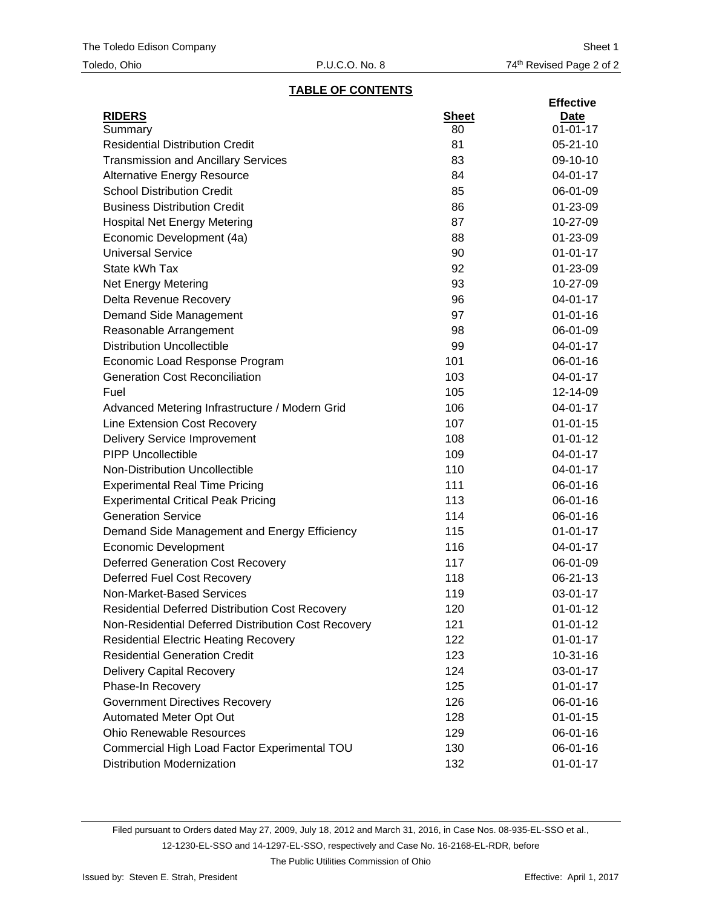## TABLE OF CONTENTS

| RIDERS | Sheet | Effective Date |
|---|---|---|
| Summary | 80 | 01-01-17 |
| Residential Distribution Credit | 81 | 05-21-10 |
| Transmission and Ancillary Services | 83 | 09-10-10 |
| Alternative Energy Resource | 84 | 04-01-17 |
| School Distribution Credit | 85 | 06-01-09 |
| Business Distribution Credit | 86 | 01-23-09 |
| Hospital Net Energy Metering | 87 | 10-27-09 |
| Economic Development (4a) | 88 | 01-23-09 |
| Universal Service | 90 | 01-01-17 |
| State kWh Tax | 92 | 01-23-09 |
| Net Energy Metering | 93 | 10-27-09 |
| Delta Revenue Recovery | 96 | 04-01-17 |
| Demand Side Management | 97 | 01-01-16 |
| Reasonable Arrangement | 98 | 06-01-09 |
| Distribution Uncollectible | 99 | 04-01-17 |
| Economic Load Response Program | 101 | 06-01-16 |
| Generation Cost Reconciliation | 103 | 04-01-17 |
| Fuel | 105 | 12-14-09 |
| Advanced Metering Infrastructure / Modern Grid | 106 | 04-01-17 |
| Line Extension Cost Recovery | 107 | 01-01-15 |
| Delivery Service Improvement | 108 | 01-01-12 |
| PIPP Uncollectible | 109 | 04-01-17 |
| Non-Distribution Uncollectible | 110 | 04-01-17 |
| Experimental Real Time Pricing | 111 | 06-01-16 |
| Experimental Critical Peak Pricing | 113 | 06-01-16 |
| Generation Service | 114 | 06-01-16 |
| Demand Side Management and Energy Efficiency | 115 | 01-01-17 |
| Economic Development | 116 | 04-01-17 |
| Deferred Generation Cost Recovery | 117 | 06-01-09 |
| Deferred Fuel Cost Recovery | 118 | 06-21-13 |
| Non-Market-Based Services | 119 | 03-01-17 |
| Residential Deferred Distribution Cost Recovery | 120 | 01-01-12 |
| Non-Residential Deferred Distribution Cost Recovery | 121 | 01-01-12 |
| Residential Electric Heating Recovery | 122 | 01-01-17 |
| Residential Generation Credit | 123 | 10-31-16 |
| Delivery Capital Recovery | 124 | 03-01-17 |
| Phase-In Recovery | 125 | 01-01-17 |
| Government Directives Recovery | 126 | 06-01-16 |
| Automated Meter Opt Out | 128 | 01-01-15 |
| Ohio Renewable Resources | 129 | 06-01-16 |
| Commercial High Load Factor Experimental TOU | 130 | 06-01-16 |
| Distribution Modernization | 132 | 01-01-17 |

Filed pursuant to Orders dated May 27, 2009, July 18, 2012 and March 31, 2016, in Case Nos. 08-935-EL-SSO et al., 12-1230-EL-SSO and 14-1297-EL-SSO, respectively and Case No. 16-2168-EL-RDR, before The Public Utilities Commission of Ohio

Issued by: Steven E. Strah, President

Effective: April 1, 2017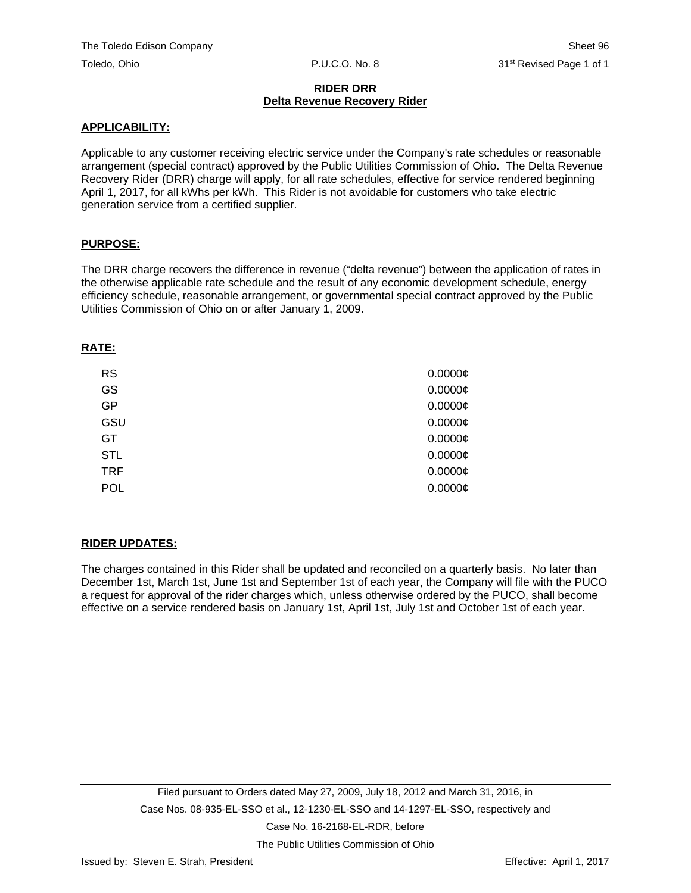# RIDER DRR

## Delta Revenue Recovery Rider

**APPLICABILITY:**

Applicable to any customer receiving electric service under the Company's rate schedules or reasonable arrangement (special contract) approved by the Public Utilities Commission of Ohio. The Delta Revenue Recovery Rider (DRR) charge will apply, for all rate schedules, effective for service rendered beginning April 1, 2017, for all kWhs per kWh. This Rider is not avoidable for customers who take electric generation service from a certified supplier.

**PURPOSE:**

The DRR charge recovers the difference in revenue ("delta revenue") between the application of rates in the otherwise applicable rate schedule and the result of any economic development schedule, energy efficiency schedule, reasonable arrangement, or governmental special contract approved by the Public Utilities Commission of Ohio on or after January 1, 2009.

**RATE:**

| | |
|---|---|
| RS | 0.0000¢ |
| GS | 0.0000¢ |
| GP | 0.0000¢ |
| GSU | 0.0000¢ |
| GT | 0.0000¢ |
| STL | 0.0000¢ |
| TRF | 0.0000¢ |
| POL | 0.0000¢ |

**RIDER UPDATES:**

The charges contained in this Rider shall be updated and reconciled on a quarterly basis. No later than December 1st, March 1st, June 1st and September 1st of each year, the Company will file with the PUCO a request for approval of the rider charges which, unless otherwise ordered by the PUCO, shall become effective on a service rendered basis on January 1st, April 1st, July 1st and October 1st of each year.

Filed pursuant to Orders dated May 27, 2009, July 18, 2012 and March 31, 2016, in Case Nos. 08-935-EL-SSO et al., 12-1230-EL-SSO and 14-1297-EL-SSO, respectively and Case No. 16-2168-EL-RDR, before The Public Utilities Commission of Ohio

Issued by: Steven E. Strah, President

Effective: April 1, 2017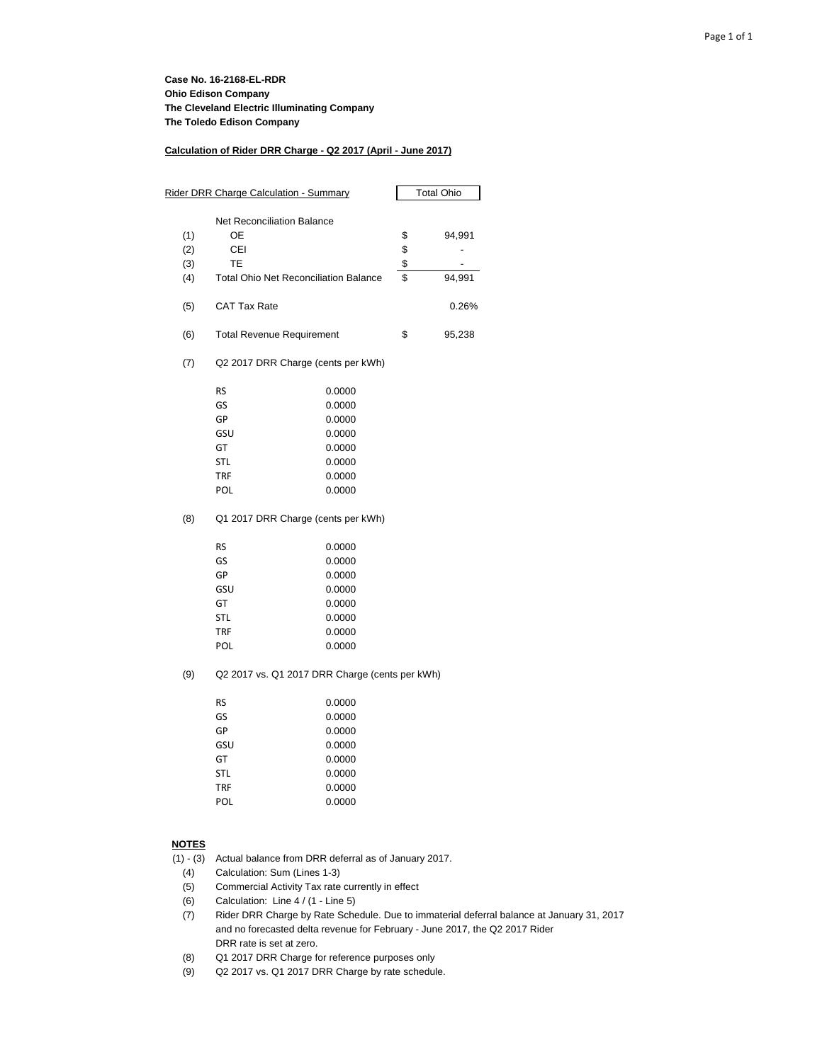**Case No. 16-2168-EL-RDR**
**Ohio Edison Company**
**The Cleveland Electric Illuminating Company**
**The Toledo Edison Company**

**Calculation of Rider DRR Charge - Q2 2017 (April - June 2017)**

| | Rider DRR Charge Calculation - Summary | | | Total Ohio |
|---|---|---|---|---|
| | Net Reconciliation Balance | | | |
| (1) | OE | | $ | 94,991 |
| (2) | CEI | | $ | - |
| (3) | TE | | $ | - |
| (4) | Total Ohio Net Reconciliation Balance | | $ | 94,991 |
| (5) | CAT Tax Rate | | | 0.26% |
| (6) | Total Revenue Requirement | | $ | 95,238 |
| (7) | Q2 2017 DRR Charge (cents per kWh) | | | |
| | RS | 0.0000 | | |
| | GS | 0.0000 | | |
| | GP | 0.0000 | | |
| | GSU | 0.0000 | | |
| | GT | 0.0000 | | |
| | STL | 0.0000 | | |
| | TRF | 0.0000 | | |
| | POL | 0.0000 | | |
| (8) | Q1 2017 DRR Charge (cents per kWh) | | | |
| | RS | 0.0000 | | |
| | GS | 0.0000 | | |
| | GP | 0.0000 | | |
| | GSU | 0.0000 | | |
| | GT | 0.0000 | | |
| | STL | 0.0000 | | |
| | TRF | 0.0000 | | |
| | POL | 0.0000 | | |
| (9) | Q2 2017 vs. Q1 2017 DRR Charge (cents per kWh) | | | |
| | RS | 0.0000 | | |
| | GS | 0.0000 | | |
| | GP | 0.0000 | | |
| | GSU | 0.0000 | | |
| | GT | 0.0000 | | |
| | STL | 0.0000 | | |
| | TRF | 0.0000 | | |
| | POL | 0.0000 | | |

**NOTES**

(1) - (3) Actual balance from DRR deferral as of January 2017.
(4) Calculation: Sum (Lines 1-3)
(5) Commercial Activity Tax rate currently in effect
(6) Calculation: Line 4 / (1 - Line 5)
(7) Rider DRR Charge by Rate Schedule. Due to immaterial deferral balance at January 31, 2017 and no forecasted delta revenue for February - June 2017, the Q2 2017 Rider DRR rate is set at zero.
(8) Q1 2017 DRR Charge for reference purposes only
(9) Q2 2017 vs. Q1 2017 DRR Charge by rate schedule.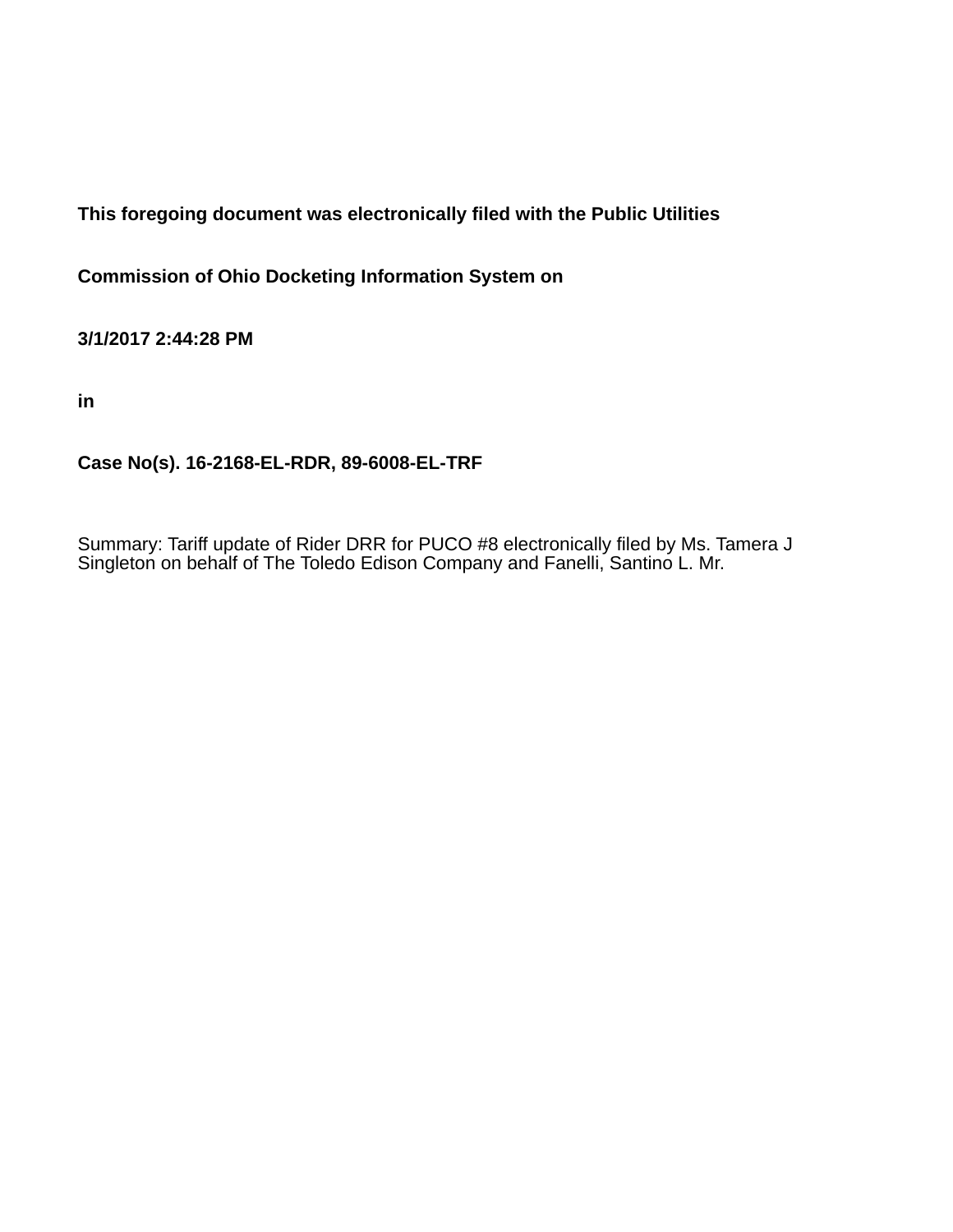**This foregoing document was electronically filed with the Public Utilities**

**Commission of Ohio Docketing Information System on**

**3/1/2017 2:44:28 PM**

**in**

**Case No(s). 16-2168-EL-RDR, 89-6008-EL-TRF**

Summary: Tariff update of Rider DRR for PUCO #8 electronically filed by Ms. Tamera J Singleton on behalf of The Toledo Edison Company and Fanelli, Santino L. Mr.